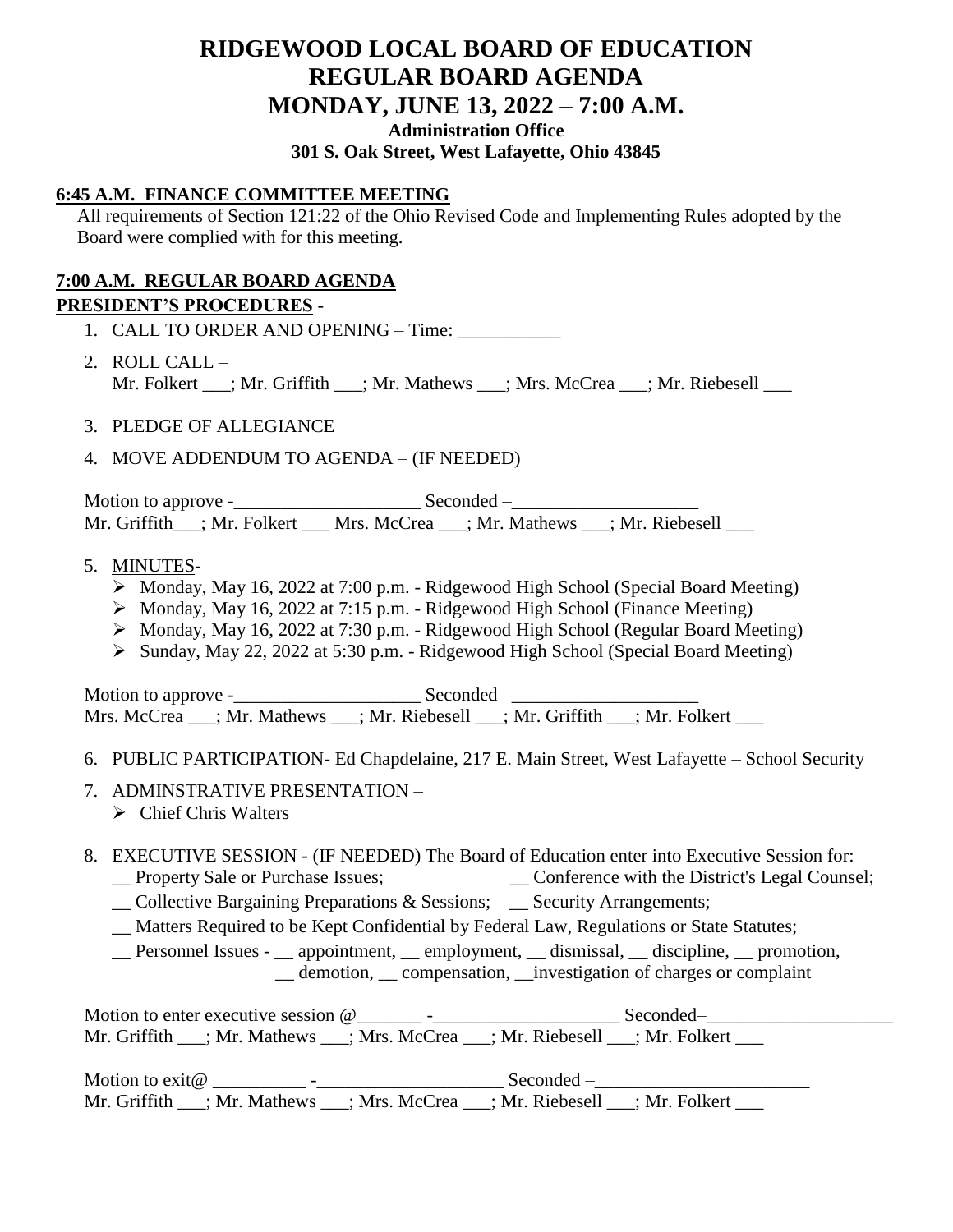# RIDGEWOOD LOCAL BOARD OF EDUCATION
# REGULAR BOARD AGENDA
# MONDAY, JUNE 13, 2022 – 7:00 A.M.

**Administration Office**
**301 S. Oak Street, West Lafayette, Ohio 43845**

**6:45 A.M. FINANCE COMMITTEE MEETING**

All requirements of Section 121:22 of the Ohio Revised Code and Implementing Rules adopted by the Board were complied with for this meeting.

**7:00 A.M. REGULAR BOARD AGENDA**

**PRESIDENT'S PROCEDURES** -

1. CALL TO ORDER AND OPENING – Time: ___________
2. ROLL CALL –
   Mr. Folkert ___; Mr. Griffith ___; Mr. Mathews ___; Mrs. McCrea ___; Mr. Riebesell ___
3. PLEDGE OF ALLEGIANCE
4. MOVE ADDENDUM TO AGENDA – (IF NEEDED)

Motion to approve -____________________ Seconded –____________________
Mr. Griffith___; Mr. Folkert ___ Mrs. McCrea ___; Mr. Mathews ___; Mr. Riebesell ___

5. MINUTES-
   - Monday, May 16, 2022 at 7:00 p.m. - Ridgewood High School (Special Board Meeting)
   - Monday, May 16, 2022 at 7:15 p.m. - Ridgewood High School (Finance Meeting)
   - Monday, May 16, 2022 at 7:30 p.m. - Ridgewood High School (Regular Board Meeting)
   - Sunday, May 22, 2022 at 5:30 p.m. - Ridgewood High School (Special Board Meeting)

Motion to approve -____________________ Seconded –____________________
Mrs. McCrea ___; Mr. Mathews ___; Mr. Riebesell ___; Mr. Griffith ___; Mr. Folkert ___

6. PUBLIC PARTICIPATION- Ed Chapdelaine, 217 E. Main Street, West Lafayette – School Security
7. ADMINSTRATIVE PRESENTATION –
   - Chief Chris Walters
8. EXECUTIVE SESSION - (IF NEEDED) The Board of Education enter into Executive Session for:
   __ Property Sale or Purchase Issues; __ Conference with the District's Legal Counsel;
   __ Collective Bargaining Preparations & Sessions; __ Security Arrangements;
   __ Matters Required to be Kept Confidential by Federal Law, Regulations or State Statutes;
   __ Personnel Issues - __ appointment, __ employment, __ dismissal, __ discipline, __ promotion, __ demotion, __ compensation, __investigation of charges or complaint

Motion to enter executive session @_______ -____________________ Seconded–____________________
Mr. Griffith ___; Mr. Mathews ___; Mrs. McCrea ___; Mr. Riebesell ___; Mr. Folkert ___

Motion to exit@ __________ -____________________ Seconded –________________________
Mr. Griffith ___; Mr. Mathews ___; Mrs. McCrea ___; Mr. Riebesell ___; Mr. Folkert ___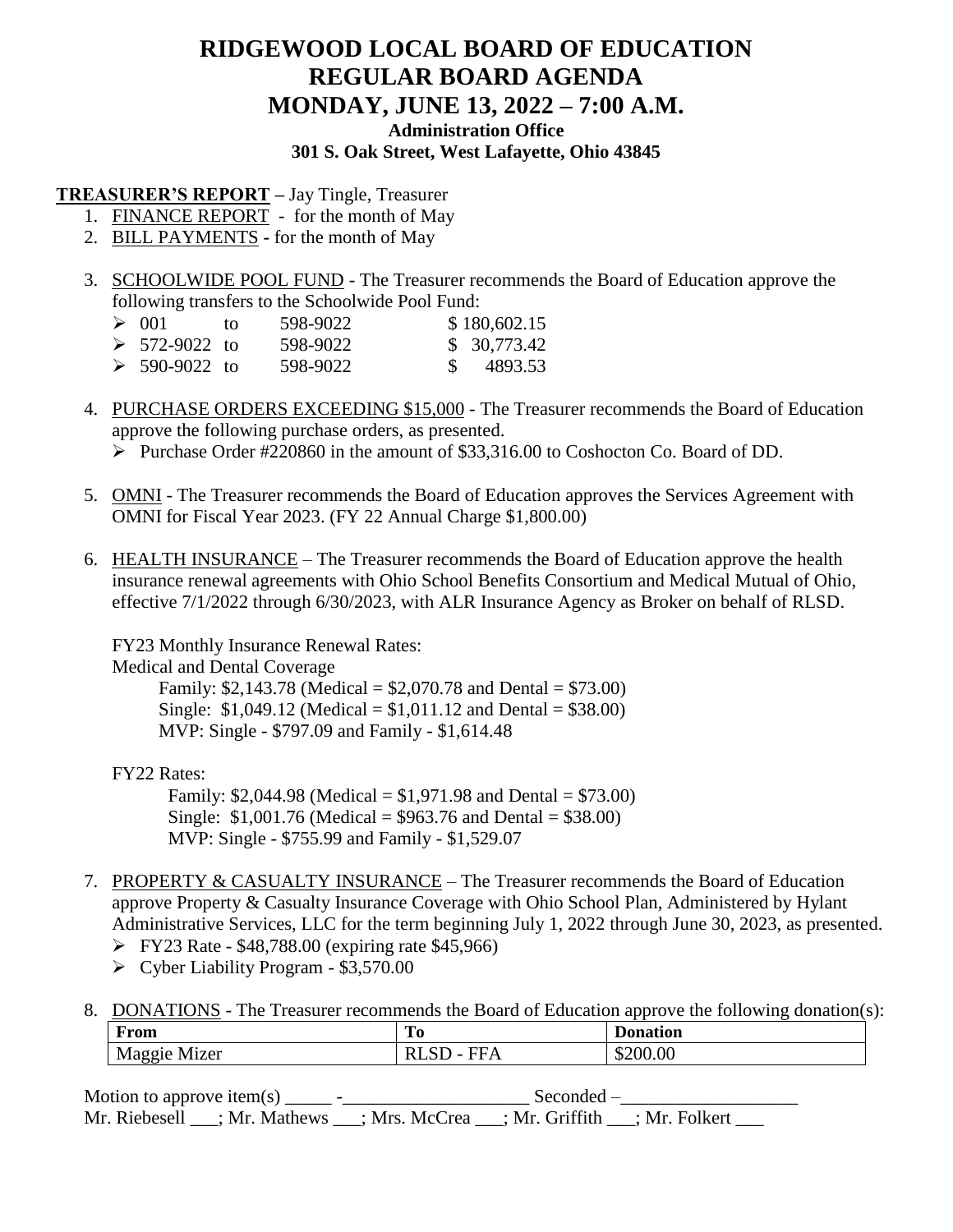# RIDGEWOOD LOCAL BOARD OF EDUCATION
# REGULAR BOARD AGENDA
# MONDAY, JUNE 13, 2022 – 7:00 A.M.

**Administration Office**
**301 S. Oak Street, West Lafayette, Ohio 43845**

**TREASURER'S REPORT** – Jay Tingle, Treasurer

1. FINANCE REPORT - for the month of May
2. BILL PAYMENTS - for the month of May
3. SCHOOLWIDE POOL FUND - The Treasurer recommends the Board of Education approve the following transfers to the Schoolwide Pool Fund:
   - 001 to 598-9022 $ 180,602.15
   - 572-9022 to 598-9022 $ 30,773.42
   - 590-9022 to 598-9022 $ 4893.53
4. PURCHASE ORDERS EXCEEDING $15,000 - The Treasurer recommends the Board of Education approve the following purchase orders, as presented.
   - Purchase Order #220860 in the amount of $33,316.00 to Coshocton Co. Board of DD.
5. OMNI - The Treasurer recommends the Board of Education approves the Services Agreement with OMNI for Fiscal Year 2023. (FY 22 Annual Charge $1,800.00)
6. HEALTH INSURANCE – The Treasurer recommends the Board of Education approve the health insurance renewal agreements with Ohio School Benefits Consortium and Medical Mutual of Ohio, effective 7/1/2022 through 6/30/2023, with ALR Insurance Agency as Broker on behalf of RLSD.

   FY23 Monthly Insurance Renewal Rates:
   Medical and Dental Coverage
   
   Family: $2,143.78 (Medical = $2,070.78 and Dental = $73.00)
   Single: $1,049.12 (Medical = $1,011.12 and Dental = $38.00)
   MVP: Single - $797.09 and Family - $1,614.48

   FY22 Rates:
   
   Family: $2,044.98 (Medical = $1,971.98 and Dental = $73.00)
   Single: $1,001.76 (Medical = $963.76 and Dental = $38.00)
   MVP: Single - $755.99 and Family - $1,529.07

7. PROPERTY & CASUALTY INSURANCE – The Treasurer recommends the Board of Education approve Property & Casualty Insurance Coverage with Ohio School Plan, Administered by Hylant Administrative Services, LLC for the term beginning July 1, 2022 through June 30, 2023, as presented.
   - FY23 Rate - $48,788.00 (expiring rate $45,966)
   - Cyber Liability Program - $3,570.00
8. DONATIONS - The Treasurer recommends the Board of Education approve the following donation(s):

| From | To | Donation |
|---|---|---|
| Maggie Mizer | RLSD - FFA | $200.00 |

Motion to approve item(s) _____ -____________________ Seconded –___________________
Mr. Riebesell ___; Mr. Mathews ___; Mrs. McCrea ___; Mr. Griffith ___; Mr. Folkert ___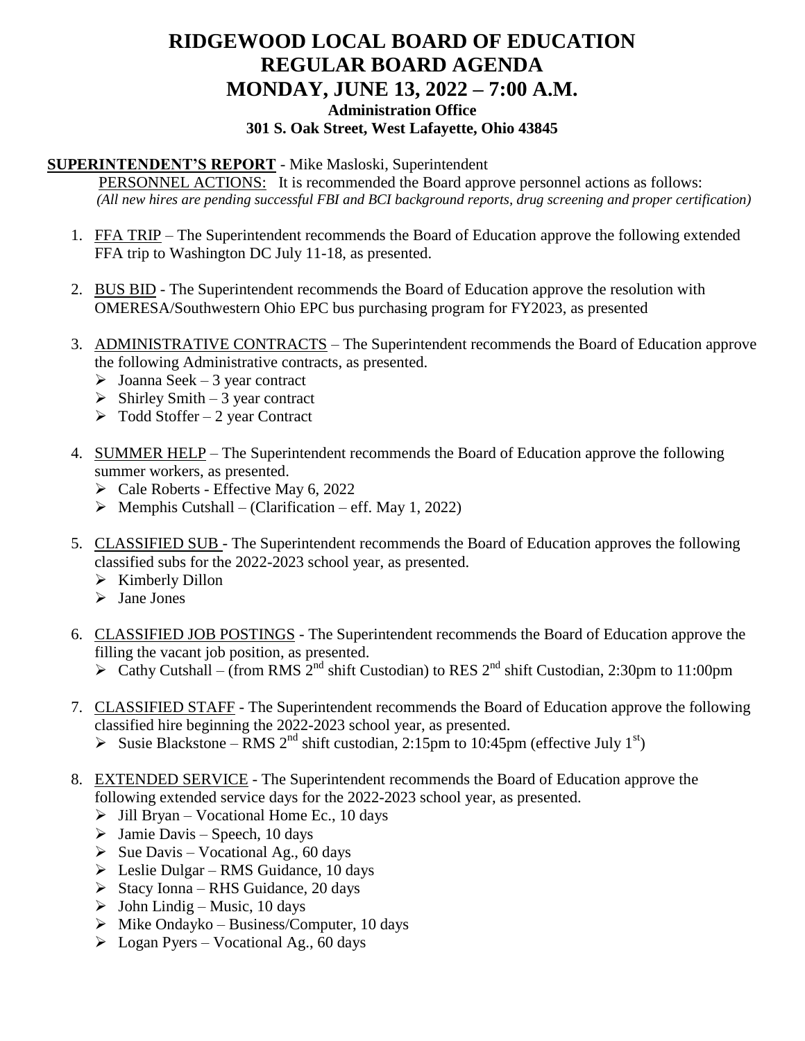# RIDGEWOOD LOCAL BOARD OF EDUCATION
# REGULAR BOARD AGENDA
# MONDAY, JUNE 13, 2022 – 7:00 A.M.

**Administration Office**
**301 S. Oak Street, West Lafayette, Ohio 43845**

**SUPERINTENDENT'S REPORT** - Mike Masloski, Superintendent

PERSONNEL ACTIONS: It is recommended the Board approve personnel actions as follows:
*(All new hires are pending successful FBI and BCI background reports, drug screening and proper certification)*

1. FFA TRIP – The Superintendent recommends the Board of Education approve the following extended FFA trip to Washington DC July 11-18, as presented.

2. BUS BID - The Superintendent recommends the Board of Education approve the resolution with OMERESA/Southwestern Ohio EPC bus purchasing program for FY2023, as presented

3. ADMINISTRATIVE CONTRACTS – The Superintendent recommends the Board of Education approve the following Administrative contracts, as presented.
   - Joanna Seek – 3 year contract
   - Shirley Smith – 3 year contract
   - Todd Stoffer – 2 year Contract

4. SUMMER HELP – The Superintendent recommends the Board of Education approve the following summer workers, as presented.
   - Cale Roberts - Effective May 6, 2022
   - Memphis Cutshall – (Clarification – eff. May 1, 2022)

5. CLASSIFIED SUB - The Superintendent recommends the Board of Education approves the following classified subs for the 2022-2023 school year, as presented.
   - Kimberly Dillon
   - Jane Jones

6. CLASSIFIED JOB POSTINGS - The Superintendent recommends the Board of Education approve the filling the vacant job position, as presented.
   - Cathy Cutshall – (from RMS 2nd shift Custodian) to RES 2nd shift Custodian, 2:30pm to 11:00pm

7. CLASSIFIED STAFF - The Superintendent recommends the Board of Education approve the following classified hire beginning the 2022-2023 school year, as presented.
   - Susie Blackstone – RMS 2nd shift custodian, 2:15pm to 10:45pm (effective July 1st)

8. EXTENDED SERVICE - The Superintendent recommends the Board of Education approve the following extended service days for the 2022-2023 school year, as presented.
   - Jill Bryan – Vocational Home Ec., 10 days
   - Jamie Davis – Speech, 10 days
   - Sue Davis – Vocational Ag., 60 days
   - Leslie Dulgar – RMS Guidance, 10 days
   - Stacy Ionna – RHS Guidance, 20 days
   - John Lindig – Music, 10 days
   - Mike Ondayko – Business/Computer, 10 days
   - Logan Pyers – Vocational Ag., 60 days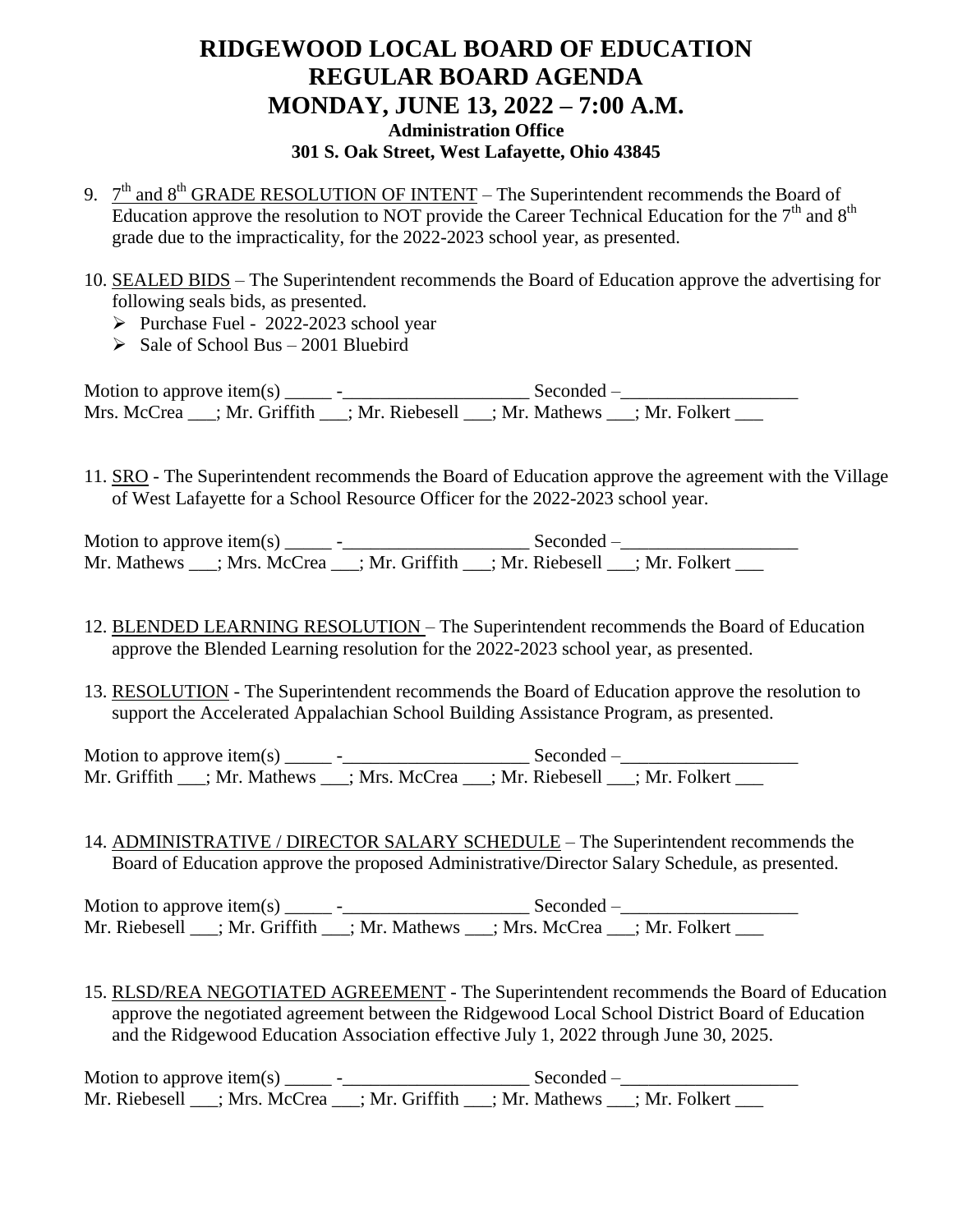# RIDGEWOOD LOCAL BOARD OF EDUCATION
# REGULAR BOARD AGENDA
# MONDAY, JUNE 13, 2022 – 7:00 A.M.
### Administration Office
### 301 S. Oak Street, West Lafayette, Ohio 43845

9. 7th and 8th GRADE RESOLUTION OF INTENT – The Superintendent recommends the Board of Education approve the resolution to NOT provide the Career Technical Education for the 7th and 8th grade due to the impracticality, for the 2022-2023 school year, as presented.

10. SEALED BIDS – The Superintendent recommends the Board of Education approve the advertising for following seals bids, as presented.
    - Purchase Fuel - 2022-2023 school year
    - Sale of School Bus – 2001 Bluebird

Motion to approve item(s) _____ -____________________ Seconded –___________________
Mrs. McCrea ___; Mr. Griffith ___; Mr. Riebesell ___; Mr. Mathews ___; Mr. Folkert ___

11. SRO - The Superintendent recommends the Board of Education approve the agreement with the Village of West Lafayette for a School Resource Officer for the 2022-2023 school year.

Motion to approve item(s) _____ -____________________ Seconded –___________________
Mr. Mathews ___; Mrs. McCrea ___; Mr. Griffith ___; Mr. Riebesell ___; Mr. Folkert ___

12. BLENDED LEARNING RESOLUTION – The Superintendent recommends the Board of Education approve the Blended Learning resolution for the 2022-2023 school year, as presented.

13. RESOLUTION - The Superintendent recommends the Board of Education approve the resolution to support the Accelerated Appalachian School Building Assistance Program, as presented.

Motion to approve item(s) _____ -____________________ Seconded –___________________
Mr. Griffith ___; Mr. Mathews ___; Mrs. McCrea ___; Mr. Riebesell ___; Mr. Folkert ___

14. ADMINISTRATIVE / DIRECTOR SALARY SCHEDULE – The Superintendent recommends the Board of Education approve the proposed Administrative/Director Salary Schedule, as presented.

Motion to approve item(s) _____ -____________________ Seconded –___________________
Mr. Riebesell ___; Mr. Griffith ___; Mr. Mathews ___; Mrs. McCrea ___; Mr. Folkert ___

15. RLSD/REA NEGOTIATED AGREEMENT - The Superintendent recommends the Board of Education approve the negotiated agreement between the Ridgewood Local School District Board of Education and the Ridgewood Education Association effective July 1, 2022 through June 30, 2025.

Motion to approve item(s) _____ -____________________ Seconded –___________________
Mr. Riebesell ___; Mrs. McCrea ___; Mr. Griffith ___; Mr. Mathews ___; Mr. Folkert ___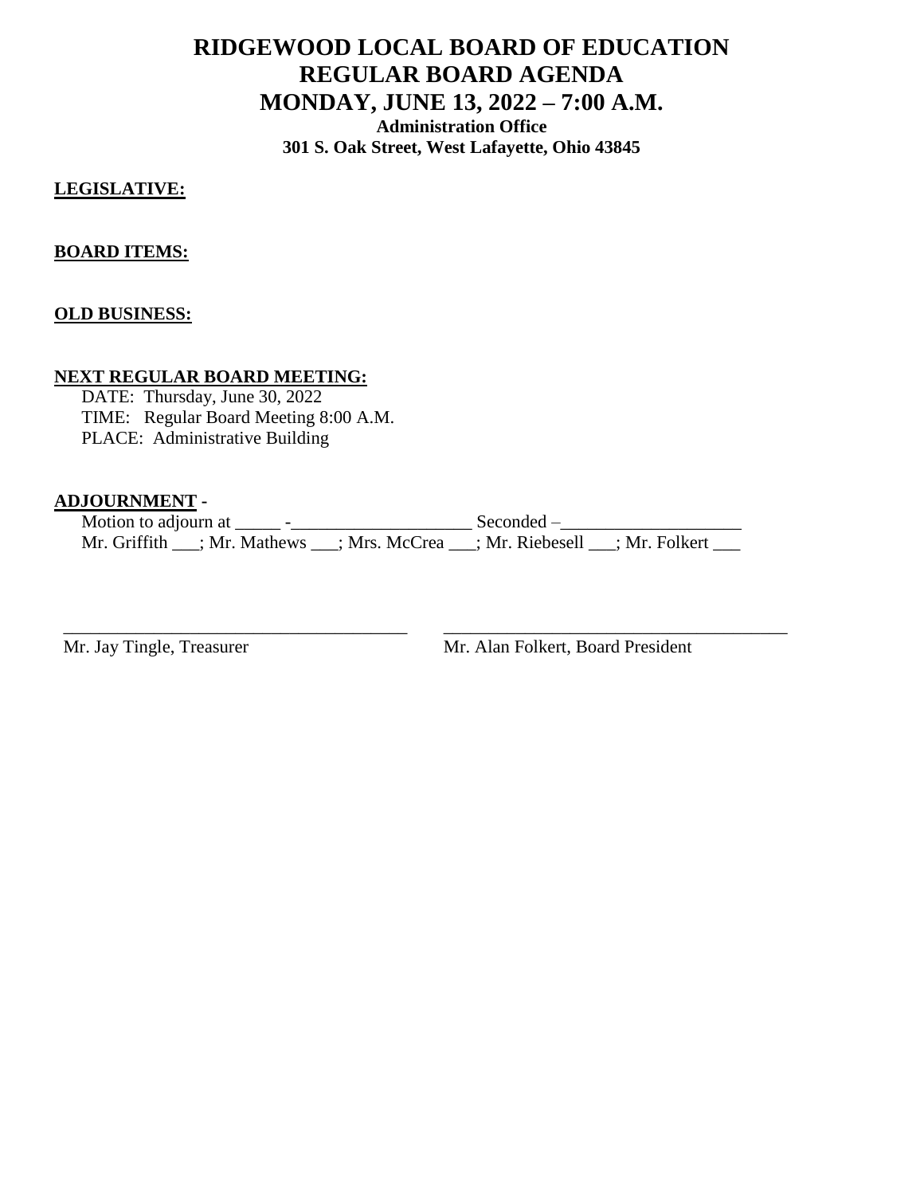# RIDGEWOOD LOCAL BOARD OF EDUCATION
# REGULAR BOARD AGENDA
# MONDAY, JUNE 13, 2022 – 7:00 A.M.

**Administration Office**
**301 S. Oak Street, West Lafayette, Ohio 43845**

**LEGISLATIVE:**

**BOARD ITEMS:**

**OLD BUSINESS:**

**NEXT REGULAR BOARD MEETING:**

DATE: Thursday, June 30, 2022
TIME: Regular Board Meeting 8:00 A.M.
PLACE: Administrative Building

**ADJOURNMENT -**

Motion to adjourn at _____ -____________________ Seconded –____________________
Mr. Griffith ___; Mr. Mathews ___; Mrs. McCrea ___; Mr. Riebesell ___; Mr. Folkert ___

______________________________________ ______________________________________
Mr. Jay Tingle, Treasurer Mr. Alan Folkert, Board President